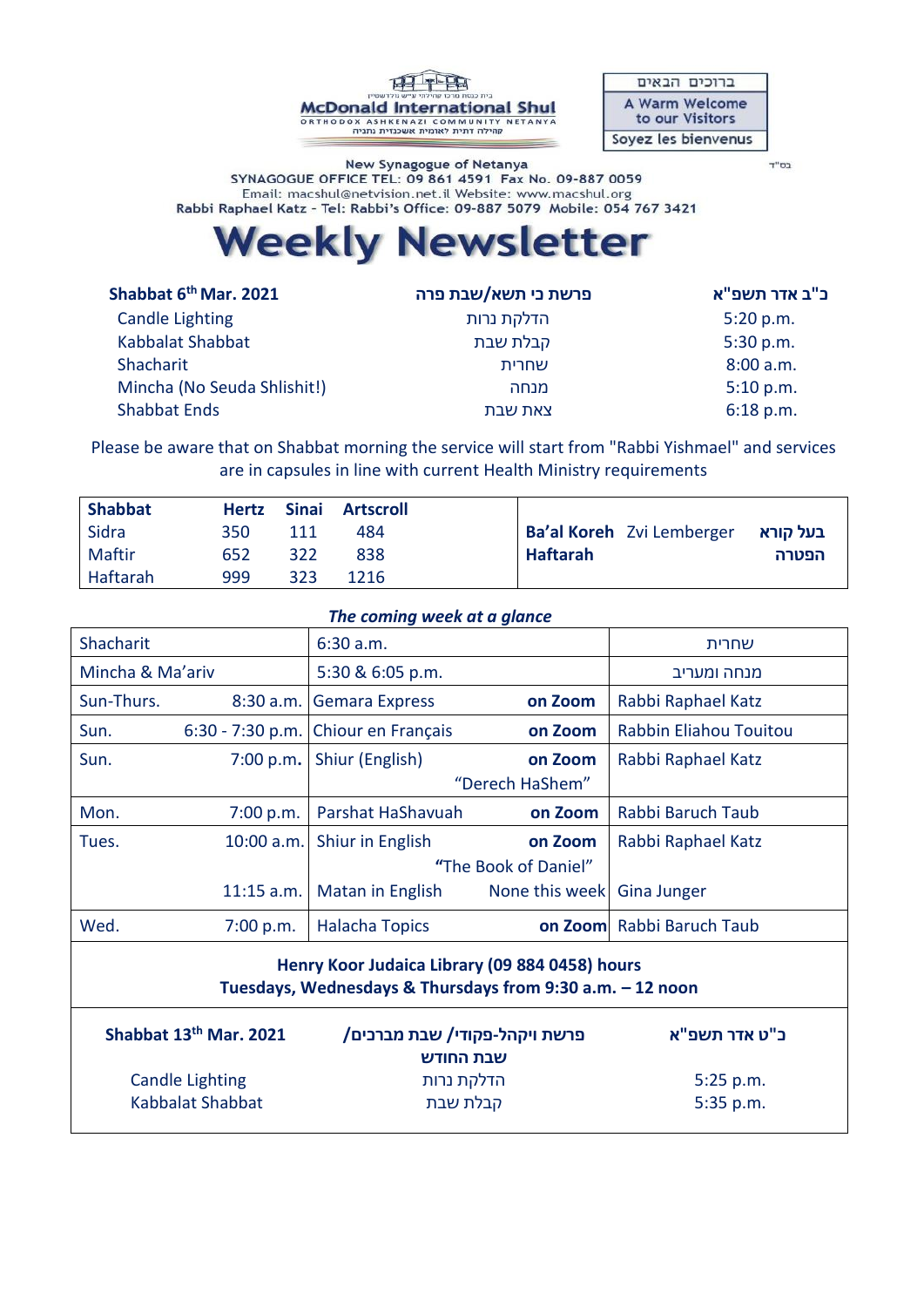McDonald International Shul

ORTHODOX ASHKENAZI COMMUNITY NETANYA

קהילה דתית לאומית אשכנזית נתניה

| ברוכים הבאים |
|---|
| A Warm Welcome to our Visitors |
| Soyez les bienvenus |

בס"ד

New Synagogue of Netanya

SYNAGOGUE OFFICE TEL: 09 861 4591 Fax No. 09-887 0059

Email: macshul@netvision.net.il Website: www.macshul.org

Rabbi Raphael Katz - Tel: Rabbi's Office: 09-887 5079 Mobile: 054 767 3421

# Weekly Newsletter

| Shabbat 6th Mar. 2021 | פרשת כי תשא/שבת פרה | כ"ב אדר תשפ"א |
|---|---|---|
| Candle Lighting | הדלקת נרות | 5:20 p.m. |
| Kabbalat Shabbat | קבלת שבת | 5:30 p.m. |
| Shacharit | שחרית | 8:00 a.m. |
| Mincha (No Seuda Shlishit!) | מנחה | 5:10 p.m. |
| Shabbat Ends | צאת שבת | 6:18 p.m. |

Please be aware that on Shabbat morning the service will start from "Rabbi Yishmael" and services are in capsules in line with current Health Ministry requirements

| Shabbat | Hertz | Sinai | Artscroll | | | |
|---|---|---|---|---|---|---|
| Sidra | 350 | 111 | 484 | **Ba'al Koreh** | Zvi Lemberger | **בעל קורא** |
| Maftir | 652 | 322 | 838 | **Haftarah** | | **הפטרה** |
| Haftarah | 999 | 323 | 1216 | | | |

***The coming week at a glance***

| | | | | |
|---|---|---|---|---|
| Shacharit | | 6:30 a.m. | | שחרית |
| Mincha & Ma'ariv | | 5:30 & 6:05 p.m. | | מנחה ומעריב |
| Sun-Thurs. | 8:30 a.m. | Gemara Express | **on Zoom** | Rabbi Raphael Katz |
| Sun. | 6:30 - 7:30 p.m. | Chiour en Français | **on Zoom** | Rabbin Eliahou Touitou |
| Sun. | 7:00 p.m. | Shiur (English) "Derech HaShem" | **on Zoom** | Rabbi Raphael Katz |
| Mon. | 7:00 p.m. | Parshat HaShavuah | **on Zoom** | Rabbi Baruch Taub |
| Tues. | 10:00 a.m. | Shiur in English "The Book of Daniel" | **on Zoom** | Rabbi Raphael Katz |
| | 11:15 a.m. | Matan in English | None this week | Gina Junger |
| Wed. | 7:00 p.m. | Halacha Topics | **on Zoom** | Rabbi Baruch Taub |

**Henry Koor Judaica Library (09 884 0458) hours**
**Tuesdays, Wednesdays & Thursdays from 9:30 a.m. – 12 noon**

| Shabbat 13th Mar. 2021 | פרשת ויקהל-פקודי/ שבת מברכים/ שבת החודש | כ"ט אדר תשפ"א |
|---|---|---|
| Candle Lighting | הדלקת נרות | 5:25 p.m. |
| Kabbalat Shabbat | קבלת שבת | 5:35 p.m. |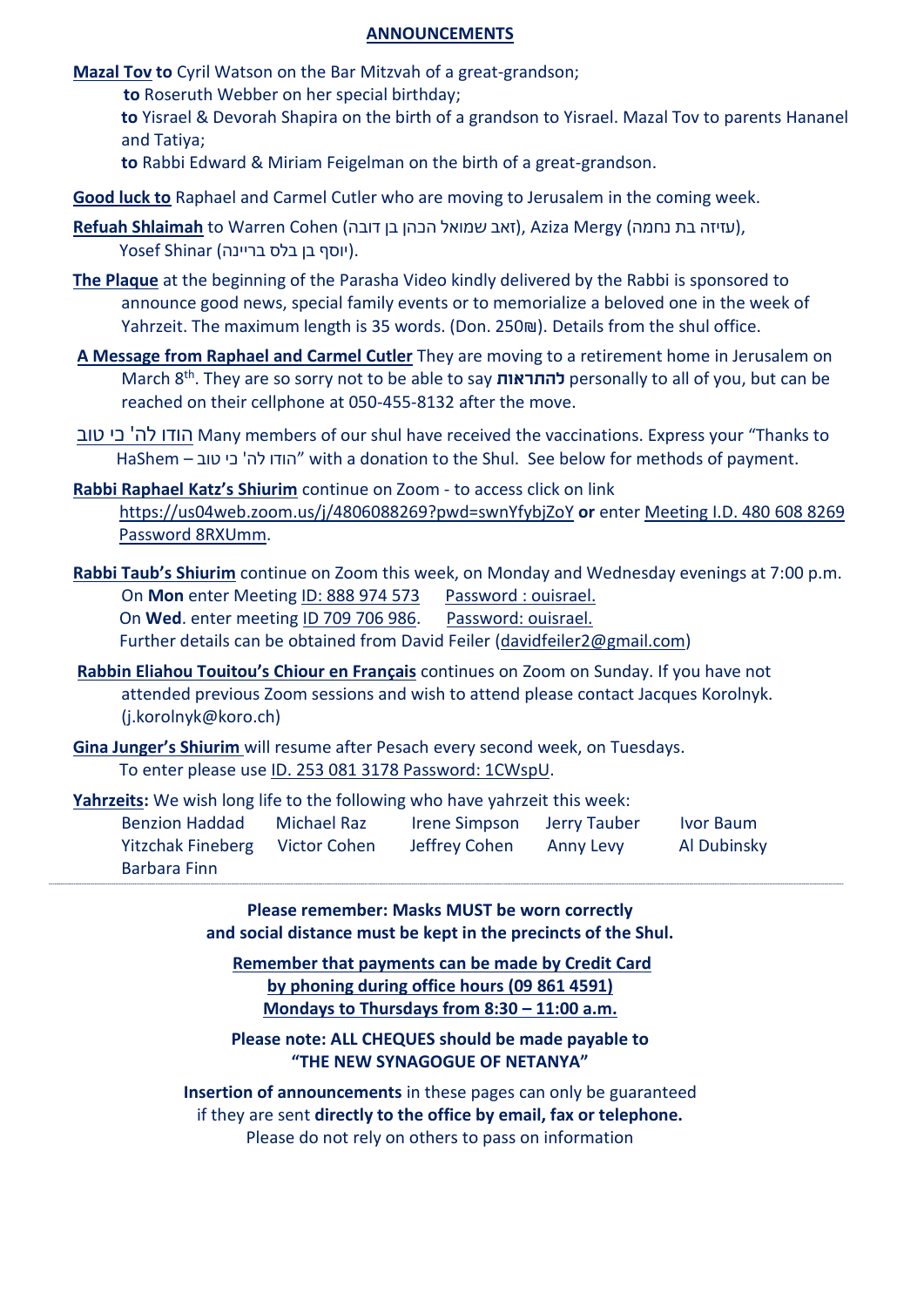## ANNOUNCEMENTS

**Mazal Tov to** Cyril Watson on the Bar Mitzvah of a great-grandson;
**to** Roseruth Webber on her special birthday;
**to** Yisrael & Devorah Shapira on the birth of a grandson to Yisrael. Mazal Tov to parents Hananel and Tatiya;
**to** Rabbi Edward & Miriam Feigelman on the birth of a great-grandson.

**Good luck to** Raphael and Carmel Cutler who are moving to Jerusalem in the coming week.

**Refuah Shlaimah** to Warren Cohen (זאב שמואל הכהן בן דובה), Aziza Mergy (עזיזה בת נחמה), Yosef Shinar (יוסף בן בלס בריינה).

**The Plaque** at the beginning of the Parasha Video kindly delivered by the Rabbi is sponsored to announce good news, special family events or to memorialize a beloved one in the week of Yahrzeit. The maximum length is 35 words. (Don. 250₪). Details from the shul office.

**A Message from Raphael and Carmel Cutler** They are moving to a retirement home in Jerusalem on March 8th. They are so sorry not to be able to say **להתראות** personally to all of you, but can be reached on their cellphone at 050-455-8132 after the move.

הודו לה' כי טוב Many members of our shul have received the vaccinations. Express your "Thanks to HaShem – הודו לה' כי טוב" with a donation to the Shul. See below for methods of payment.

**Rabbi Raphael Katz's Shiurim** continue on Zoom - to access click on link https://us04web.zoom.us/j/4806088269?pwd=swnYfybjZoY **or** enter Meeting I.D. 480 608 8269 Password 8RXUmm.

**Rabbi Taub's Shiurim** continue on Zoom this week, on Monday and Wednesday evenings at 7:00 p.m.
On **Mon** enter Meeting ID: 888 974 573 Password : ouisrael.
On **Wed**. enter meeting ID 709 706 986. Password: ouisrael.
Further details can be obtained from David Feiler (davidfeiler2@gmail.com)

**Rabbin Eliahou Touitou's Chiour en Français** continues on Zoom on Sunday. If you have not attended previous Zoom sessions and wish to attend please contact Jacques Korolnyk. (j.korolnyk@koro.ch)

**Gina Junger's Shiurim** will resume after Pesach every second week, on Tuesdays.
To enter please use ID. 253 081 3178 Password: 1CWspU.

**Yahrzeits:** We wish long life to the following who have yahrzeit this week:

| | | | | |
|---|---|---|---|---|
| Benzion Haddad | Michael Raz | Irene Simpson | Jerry Tauber | Ivor Baum |
| Yitzchak Fineberg | Victor Cohen | Jeffrey Cohen | Anny Levy | Al Dubinsky |
| Barbara Finn | | | | |

---

**Please remember: Masks MUST be worn correctly and social distance must be kept in the precincts of the Shul.**

**Remember that payments can be made by Credit Card by phoning during office hours (09 861 4591) Mondays to Thursdays from 8:30 – 11:00 a.m.**

**Please note: ALL CHEQUES should be made payable to "THE NEW SYNAGOGUE OF NETANYA"**

**Insertion of announcements** in these pages can only be guaranteed if they are sent **directly to the office by email, fax or telephone.**
Please do not rely on others to pass on information